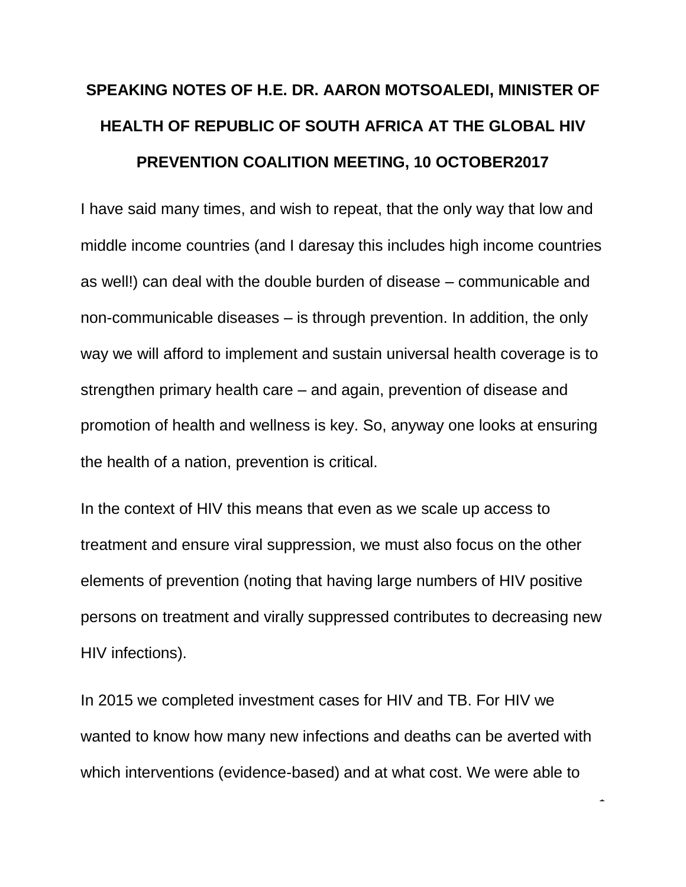**SPEAKING NOTES OF H.E. DR. AARON MOTSOALEDI, MINISTER OF HEALTH OF REPUBLIC OF SOUTH AFRICA AT THE GLOBAL HIV PREVENTION COALITION MEETING, 10 OCTOBER2017**

I have said many times, and wish to repeat, that the only way that low and middle income countries (and I daresay this includes high income countries as well!) can deal with the double burden of disease – communicable and non-communicable diseases – is through prevention. In addition, the only way we will afford to implement and sustain universal health coverage is to strengthen primary health care – and again, prevention of disease and promotion of health and wellness is key. So, anyway one looks at ensuring the health of a nation, prevention is critical.

In the context of HIV this means that even as we scale up access to treatment and ensure viral suppression, we must also focus on the other elements of prevention (noting that having large numbers of HIV positive persons on treatment and virally suppressed contributes to decreasing new HIV infections).

In 2015 we completed investment cases for HIV and TB. For HIV we wanted to know how many new infections and deaths can be averted with which interventions (evidence-based) and at what cost. We were able to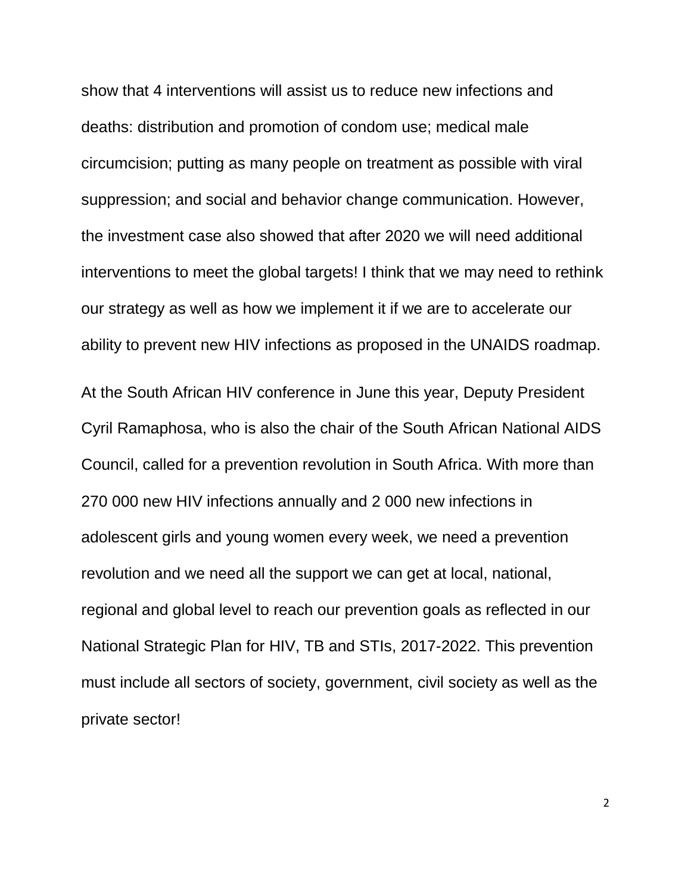show that 4 interventions will assist us to reduce new infections and deaths: distribution and promotion of condom use; medical male circumcision; putting as many people on treatment as possible with viral suppression; and social and behavior change communication. However, the investment case also showed that after 2020 we will need additional interventions to meet the global targets! I think that we may need to rethink our strategy as well as how we implement it if we are to accelerate our ability to prevent new HIV infections as proposed in the UNAIDS roadmap.

At the South African HIV conference in June this year, Deputy President Cyril Ramaphosa, who is also the chair of the South African National AIDS Council, called for a prevention revolution in South Africa. With more than 270 000 new HIV infections annually and 2 000 new infections in adolescent girls and young women every week, we need a prevention revolution and we need all the support we can get at local, national, regional and global level to reach our prevention goals as reflected in our National Strategic Plan for HIV, TB and STIs, 2017-2022. This prevention must include all sectors of society, government, civil society as well as the private sector!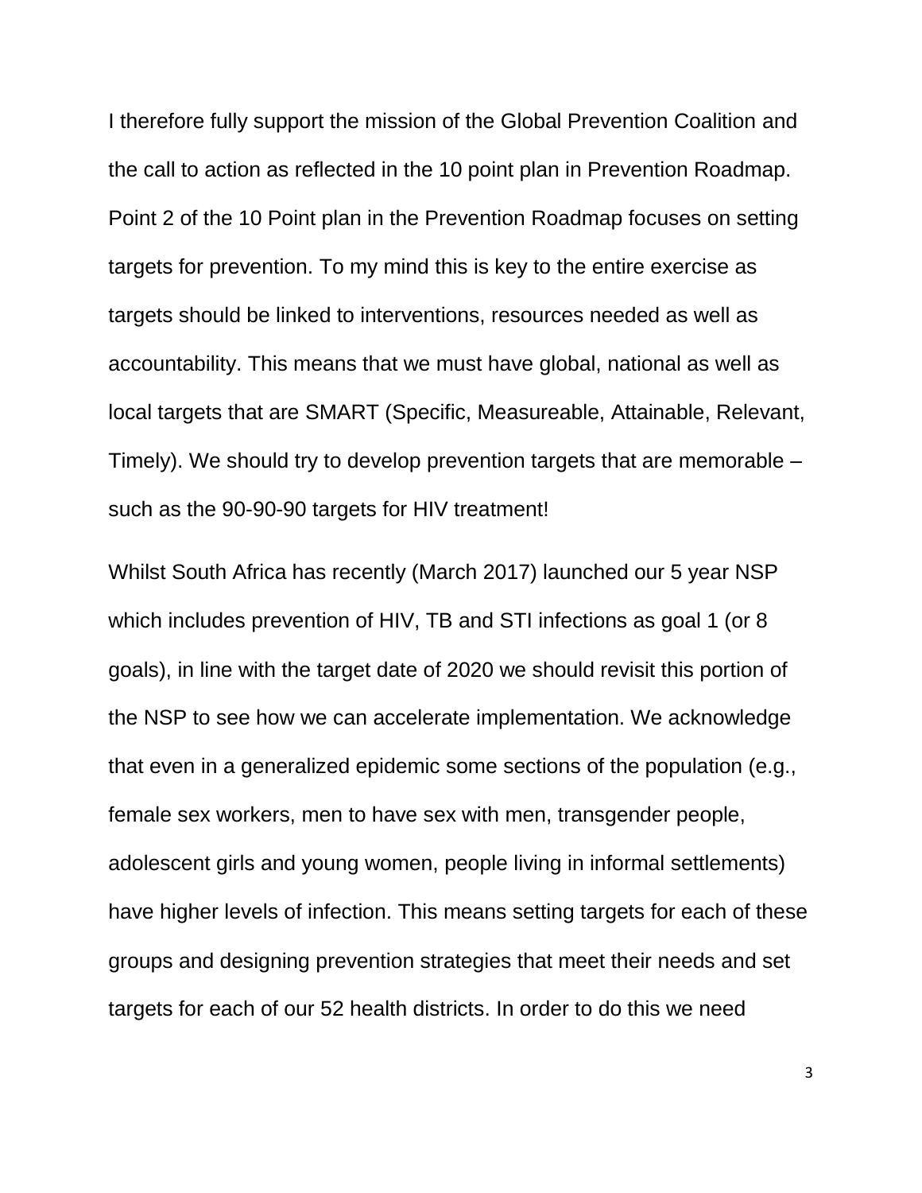I therefore fully support the mission of the Global Prevention Coalition and the call to action as reflected in the 10 point plan in Prevention Roadmap. Point 2 of the 10 Point plan in the Prevention Roadmap focuses on setting targets for prevention. To my mind this is key to the entire exercise as targets should be linked to interventions, resources needed as well as accountability. This means that we must have global, national as well as local targets that are SMART (Specific, Measureable, Attainable, Relevant, Timely). We should try to develop prevention targets that are memorable – such as the 90-90-90 targets for HIV treatment!

Whilst South Africa has recently (March 2017) launched our 5 year NSP which includes prevention of HIV, TB and STI infections as goal 1 (or 8 goals), in line with the target date of 2020 we should revisit this portion of the NSP to see how we can accelerate implementation. We acknowledge that even in a generalized epidemic some sections of the population (e.g., female sex workers, men to have sex with men, transgender people, adolescent girls and young women, people living in informal settlements) have higher levels of infection. This means setting targets for each of these groups and designing prevention strategies that meet their needs and set targets for each of our 52 health districts. In order to do this we need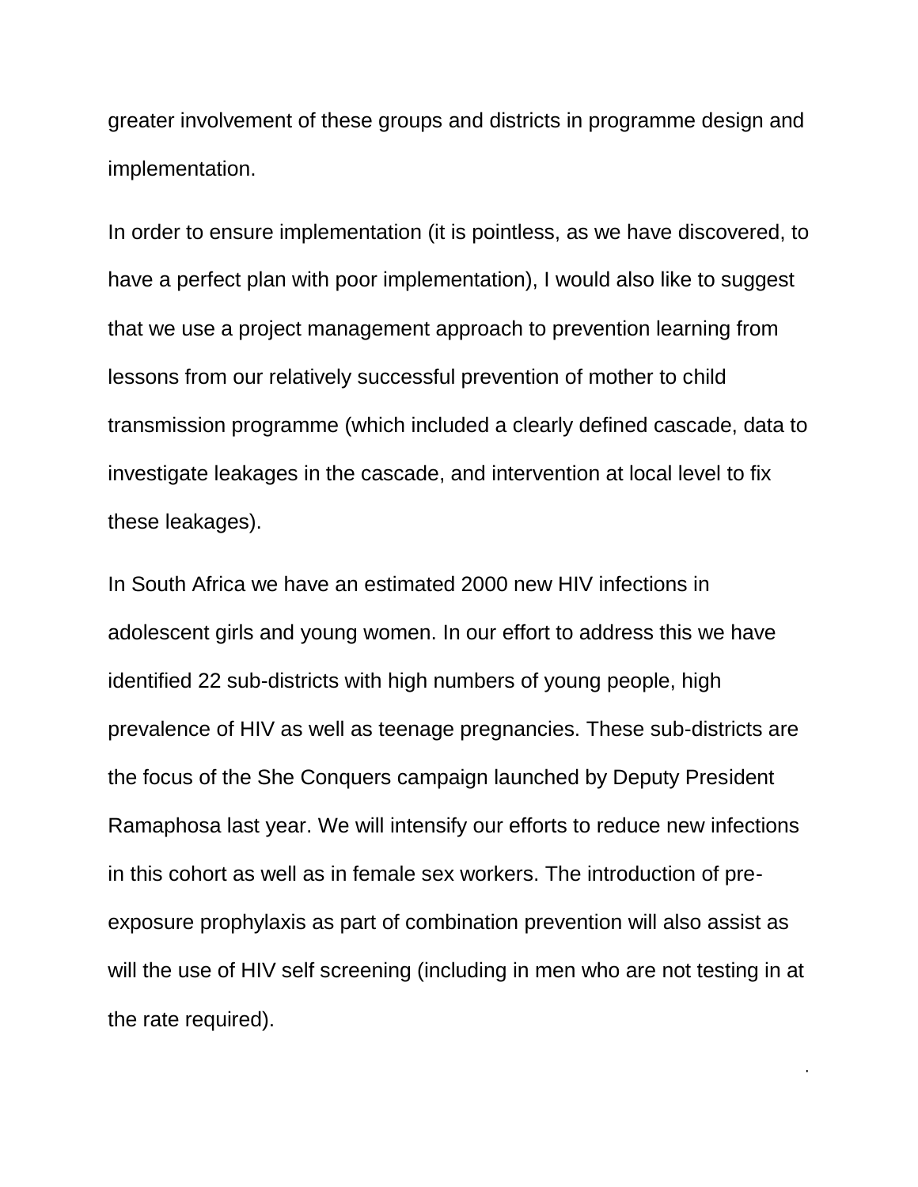greater involvement of these groups and districts in programme design and implementation.

In order to ensure implementation (it is pointless, as we have discovered, to have a perfect plan with poor implementation), I would also like to suggest that we use a project management approach to prevention learning from lessons from our relatively successful prevention of mother to child transmission programme (which included a clearly defined cascade, data to investigate leakages in the cascade, and intervention at local level to fix these leakages).

In South Africa we have an estimated 2000 new HIV infections in adolescent girls and young women. In our effort to address this we have identified 22 sub-districts with high numbers of young people, high prevalence of HIV as well as teenage pregnancies. These sub-districts are the focus of the She Conquers campaign launched by Deputy President Ramaphosa last year. We will intensify our efforts to reduce new infections in this cohort as well as in female sex workers. The introduction of pre-exposure prophylaxis as part of combination prevention will also assist as will the use of HIV self screening (including in men who are not testing in at the rate required).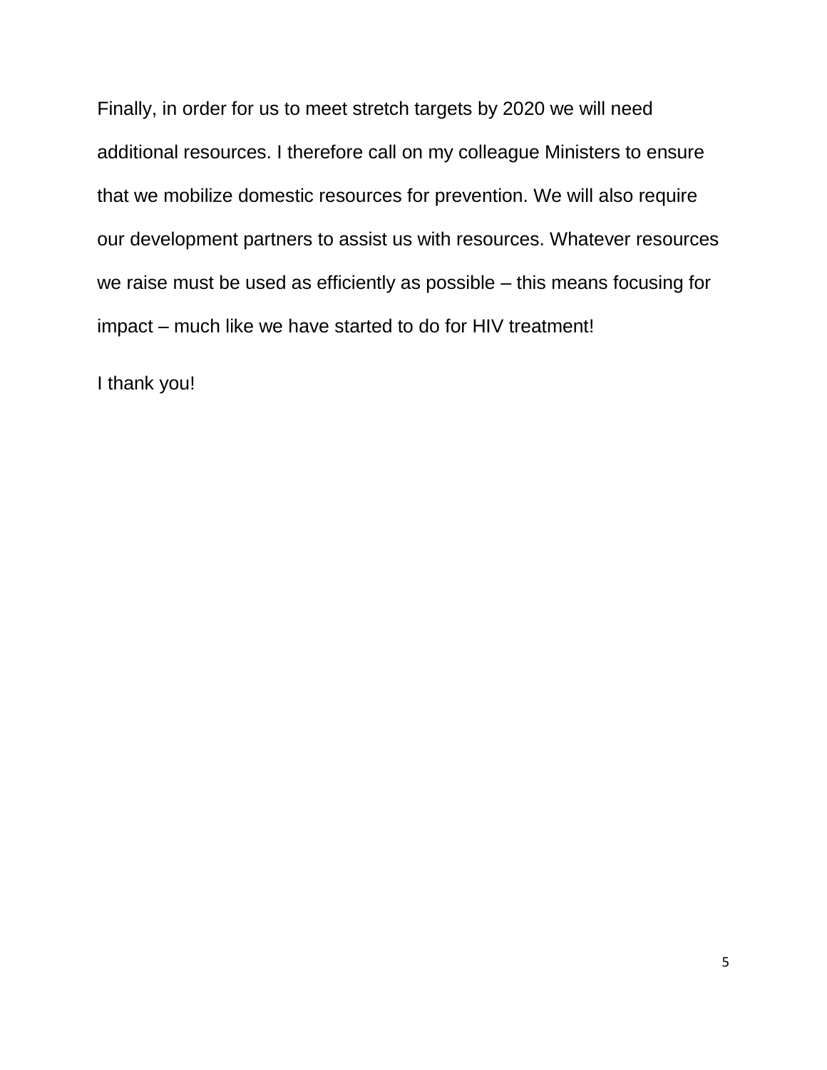Finally, in order for us to meet stretch targets by 2020 we will need additional resources. I therefore call on my colleague Ministers to ensure that we mobilize domestic resources for prevention. We will also require our development partners to assist us with resources. Whatever resources we raise must be used as efficiently as possible – this means focusing for impact – much like we have started to do for HIV treatment!

I thank you!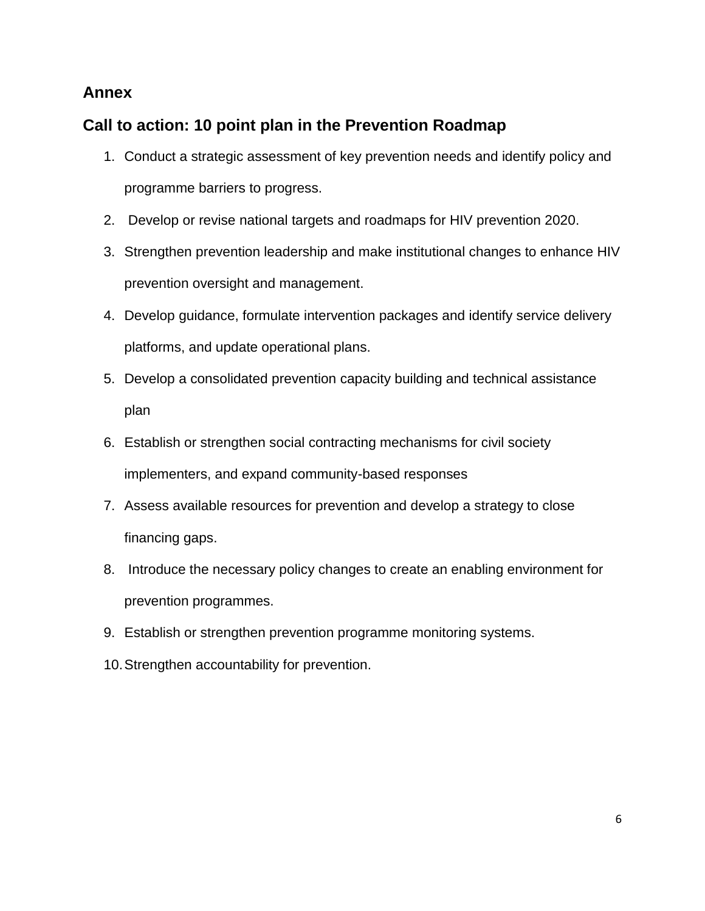## Annex

## Call to action: 10 point plan in the Prevention Roadmap

1. Conduct a strategic assessment of key prevention needs and identify policy and programme barriers to progress.
2. Develop or revise national targets and roadmaps for HIV prevention 2020.
3. Strengthen prevention leadership and make institutional changes to enhance HIV prevention oversight and management.
4. Develop guidance, formulate intervention packages and identify service delivery platforms, and update operational plans.
5. Develop a consolidated prevention capacity building and technical assistance plan
6. Establish or strengthen social contracting mechanisms for civil society implementers, and expand community-based responses
7. Assess available resources for prevention and develop a strategy to close financing gaps.
8. Introduce the necessary policy changes to create an enabling environment for prevention programmes.
9. Establish or strengthen prevention programme monitoring systems.
10. Strengthen accountability for prevention.